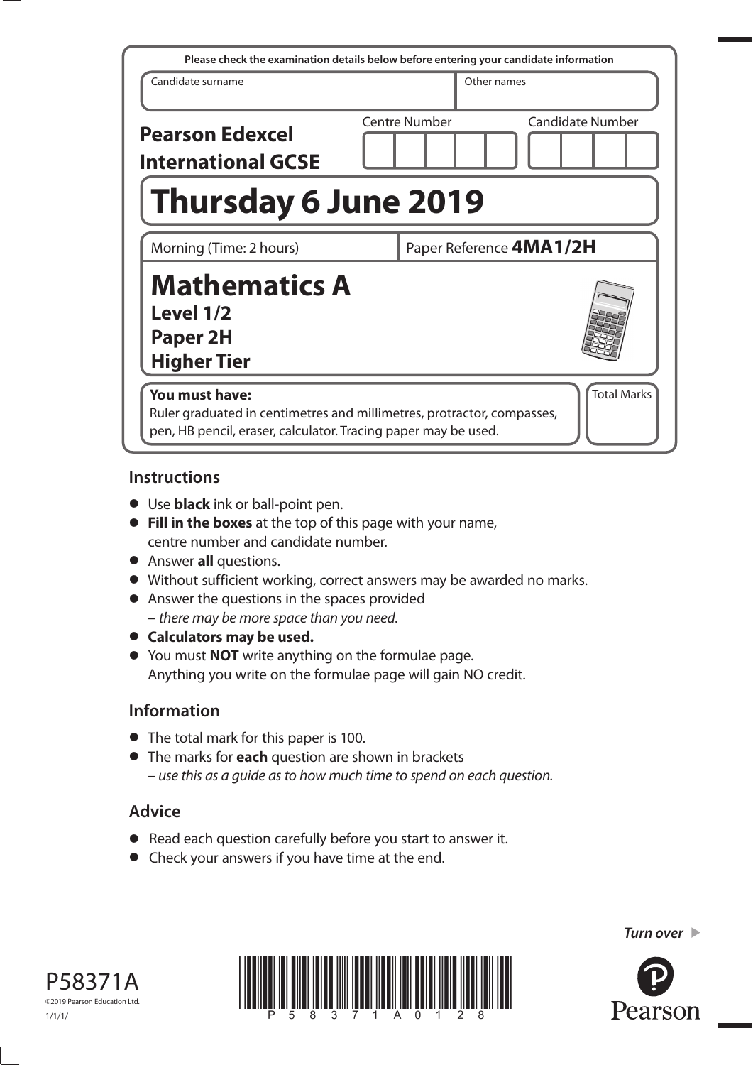Please check the examination details below before entering your candidate information

| Candidate surname | Other names |
|---|---|
| | |

**Pearson Edexcel International GCSE**

Centre Number | Candidate Number

# Thursday 6 June 2019

Morning (Time: 2 hours) | Paper Reference **4MA1/2H**

# Mathematics A

**Level 1/2**
**Paper 2H**
**Higher Tier**

**You must have:**
Ruler graduated in centimetres and millimetres, protractor, compasses, pen, HB pencil, eraser, calculator. Tracing paper may be used.

Total Marks

## Instructions

- Use **black** ink or ball-point pen.
- **Fill in the boxes** at the top of this page with your name, centre number and candidate number.
- Answer **all** questions.
- Without sufficient working, correct answers may be awarded no marks.
- Answer the questions in the spaces provided
  – *there may be more space than you need.*
- **Calculators may be used.**
- You must **NOT** write anything on the formulae page.
  Anything you write on the formulae page will gain NO credit.

## Information

- The total mark for this paper is 100.
- The marks for **each** question are shown in brackets
  – *use this as a guide as to how much time to spend on each question.*

## Advice

- Read each question carefully before you start to answer it.
- Check your answers if you have time at the end.

*Turn over* ▶

P58371A
©2019 Pearson Education Ltd.
1/1/1/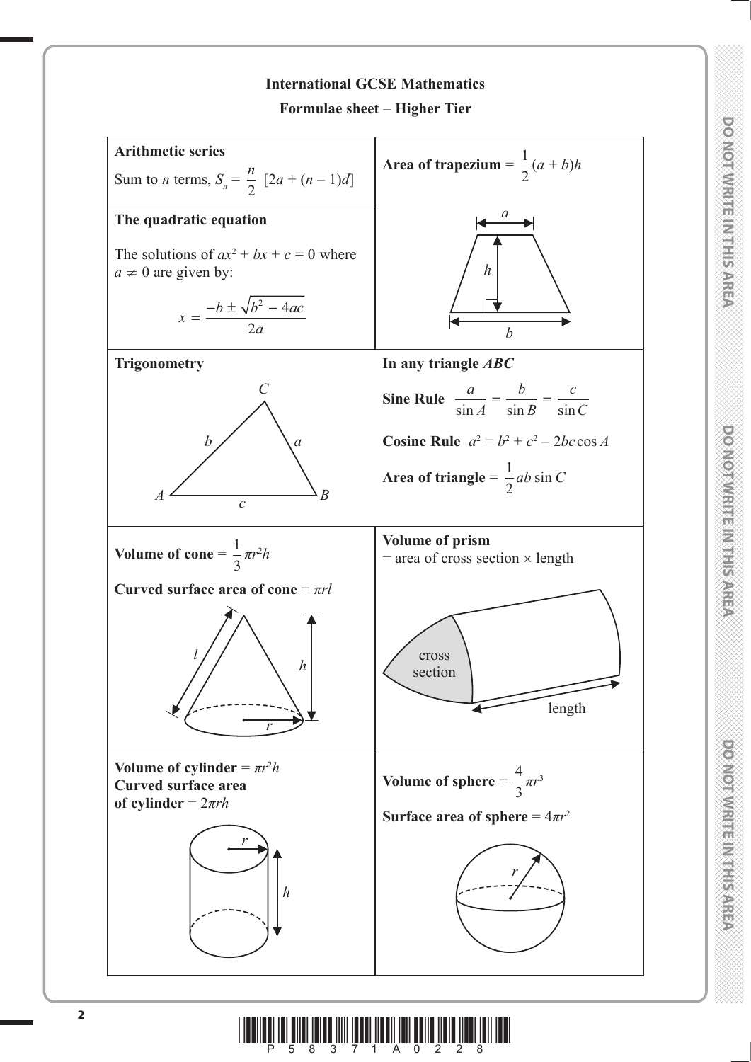## International GCSE Mathematics

### Formulae sheet – Higher Tier

**Arithmetic series**

Sum to *n* terms, $S_n = \frac{n}{2}\,[2a + (n - 1)d]$

**The quadratic equation**

The solutions of $ax^2 + bx + c = 0$ where $a \neq 0$ are given by:

$$x = \frac{-b \pm \sqrt{b^2 - 4ac}}{2a}$$

**Area of trapezium** $= \frac{1}{2}(a + b)h$

**Trigonometry**

**In any triangle *ABC***

**Sine Rule** $\frac{a}{\sin A} = \frac{b}{\sin B} = \frac{c}{\sin C}$

**Cosine Rule** $a^2 = b^2 + c^2 - 2bc\cos A$

**Area of triangle** $= \frac{1}{2}ab\sin C$

**Volume of cone** $= \frac{1}{3}\pi r^2 h$

**Curved surface area of cone** $= \pi r l$

**Volume of prism** = area of cross section × length

**Volume of cylinder** $= \pi r^2 h$

**Curved surface area of cylinder** $= 2\pi r h$

**Volume of sphere** $= \frac{4}{3}\pi r^3$

**Surface area of sphere** $= 4\pi r^2$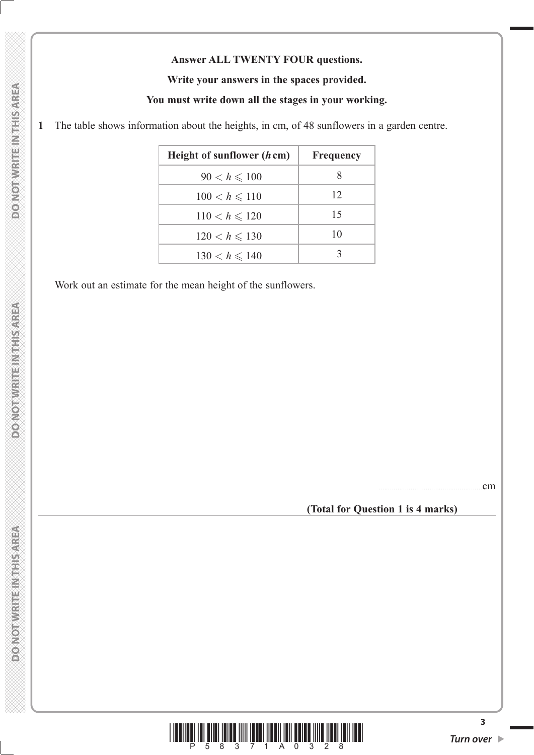**Answer ALL TWENTY FOUR questions.**

**Write your answers in the spaces provided.**

**You must write down all the stages in your working.**

**1** The table shows information about the heights, in cm, of 48 sunflowers in a garden centre.

| Height of sunflower ($h$ cm) | Frequency |
|---|---|
| $90 < h \leqslant 100$ | 8 |
| $100 < h \leqslant 110$ | 12 |
| $110 < h \leqslant 120$ | 15 |
| $120 < h \leqslant 130$ | 10 |
| $130 < h \leqslant 140$ | 3 |

Work out an estimate for the mean height of the sunflowers.

.......................................................cm

**(Total for Question 1 is 4 marks)**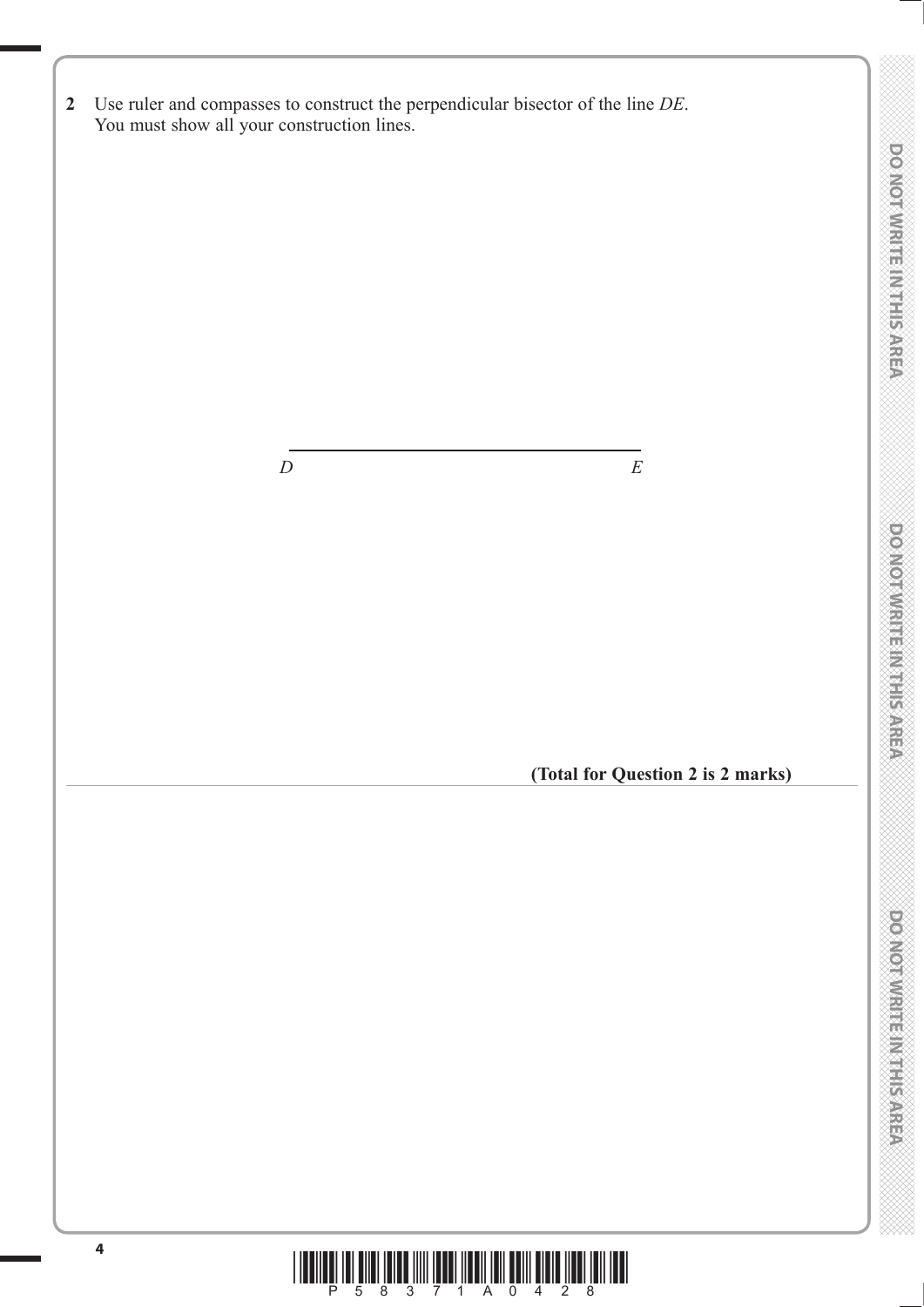**2** Use ruler and compasses to construct the perpendicular bisector of the line *DE*.
You must show all your construction lines.

*D* *E*

**(Total for Question 2 is 2 marks)**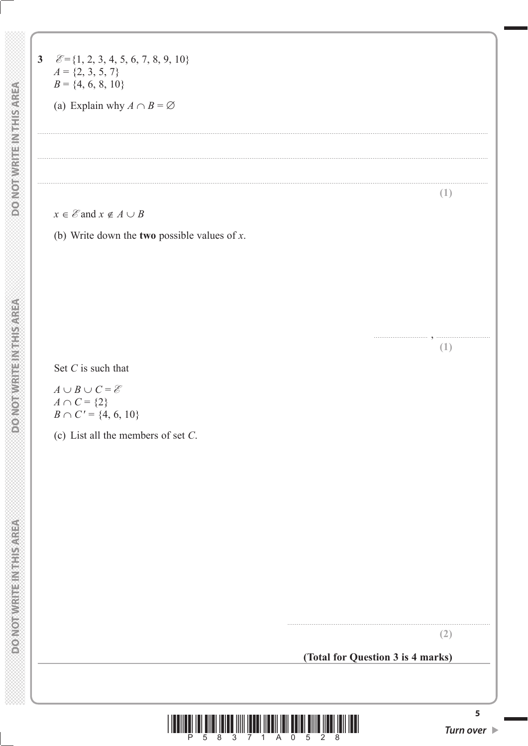**3** $\mathscr{E} = \{1, 2, 3, 4, 5, 6, 7, 8, 9, 10\}$
$A = \{2, 3, 5, 7\}$
$B = \{4, 6, 8, 10\}$

(a) Explain why $A \cap B = \varnothing$

...................................................................................................................................................

...................................................................................................................................................

...................................................................................................................................................

**(1)**

$x \in \mathscr{E}$ and $x \notin A \cup B$

(b) Write down the **two** possible values of $x$.

.............................. , ..............................

**(1)**

Set $C$ is such that

$A \cup B \cup C = \mathscr{E}$
$A \cap C = \{2\}$
$B \cap C' = \{4, 6, 10\}$

(c) List all the members of set $C$.

...................................................................................................

**(2)**

**(Total for Question 3 is 4 marks)**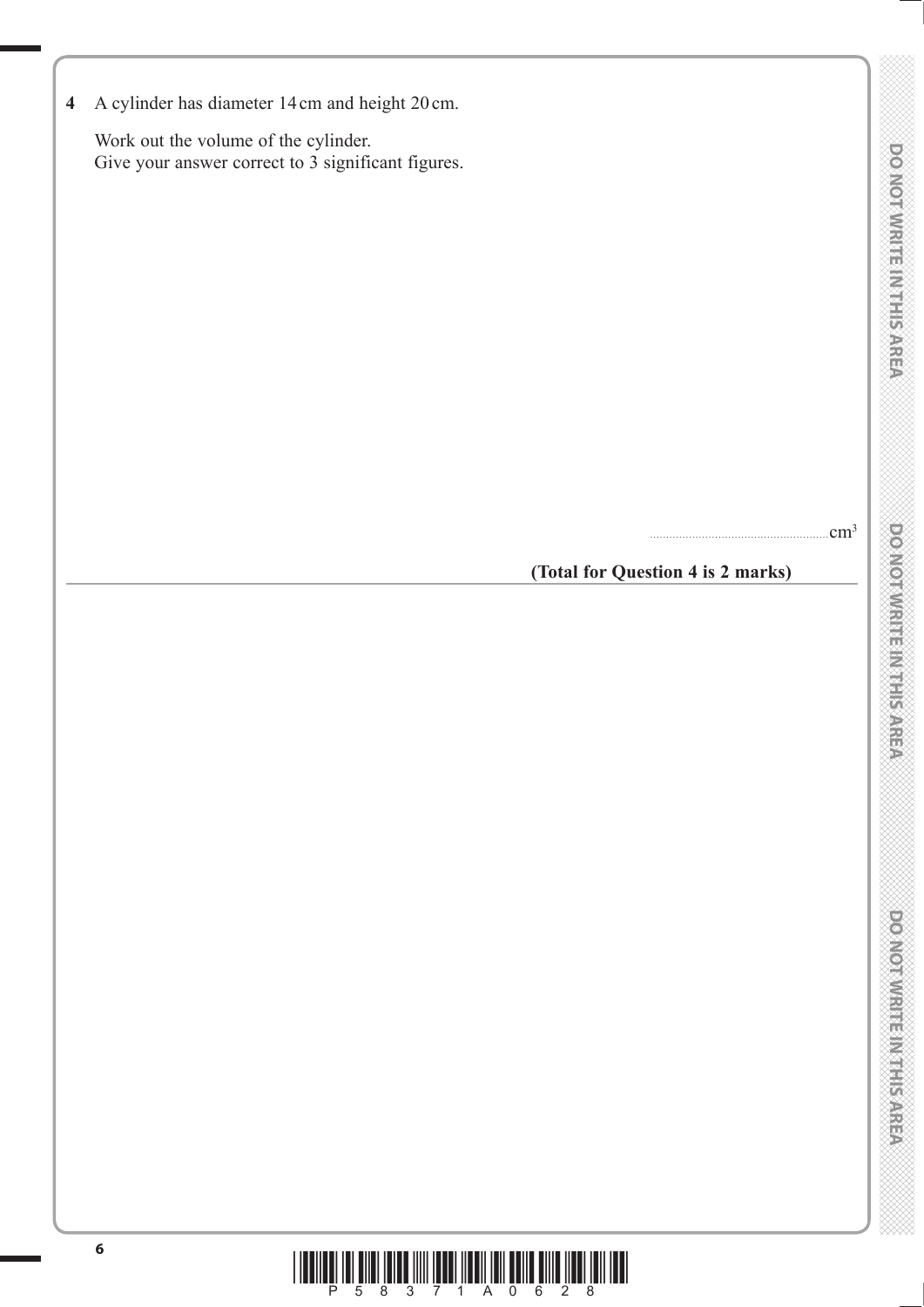**4** A cylinder has diameter 14 cm and height 20 cm.

Work out the volume of the cylinder.
Give your answer correct to 3 significant figures.

.......................................................$cm^3$

**(Total for Question 4 is 2 marks)**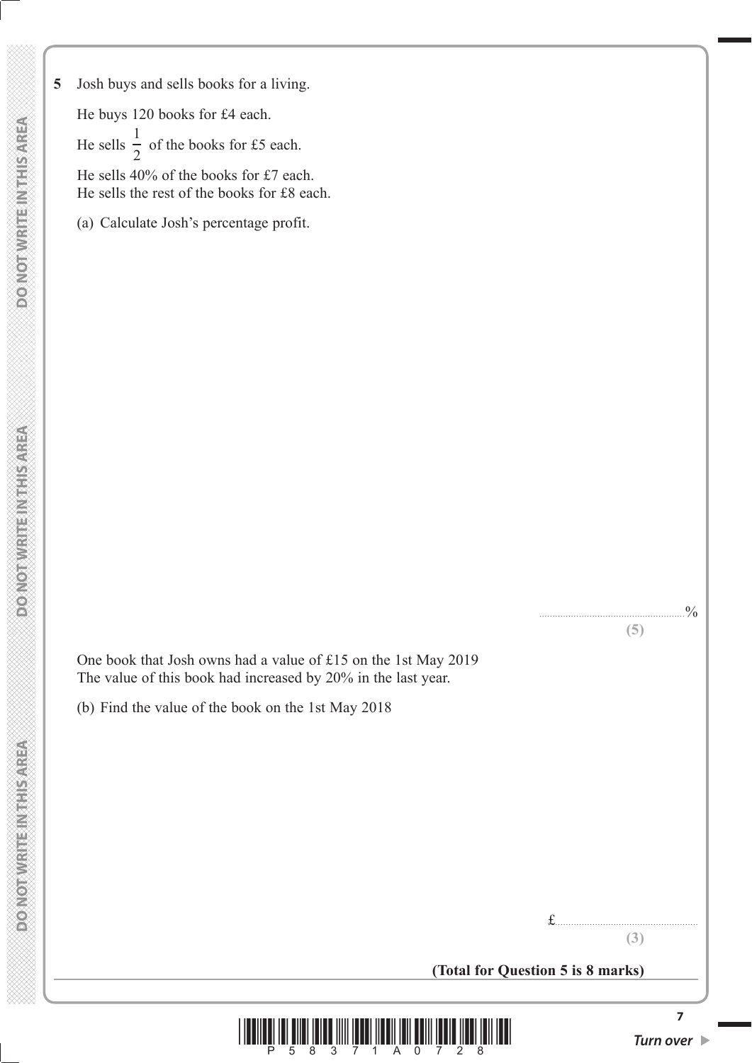**5** Josh buys and sells books for a living.

He buys 120 books for £4 each.

He sells $\frac{1}{2}$ of the books for £5 each.

He sells 40% of the books for £7 each.
He sells the rest of the books for £8 each.

(a) Calculate Josh's percentage profit.

..................................................%

**(5)**

One book that Josh owns had a value of £15 on the 1st May 2019
The value of this book had increased by 20% in the last year.

(b) Find the value of the book on the 1st May 2018

£..................................................

**(3)**

**(Total for Question 5 is 8 marks)**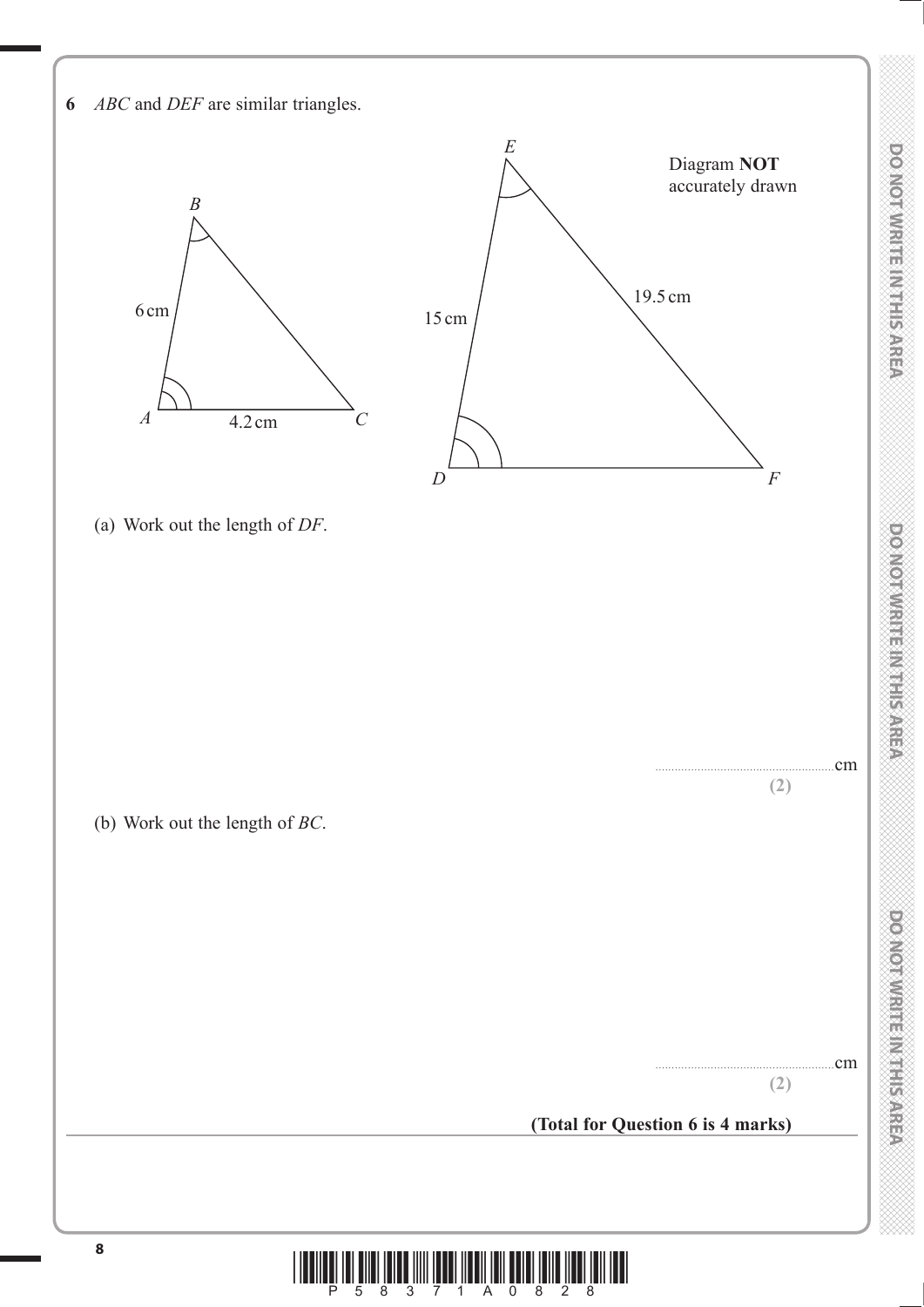**6** *ABC* and *DEF* are similar triangles.

Diagram **NOT** accurately drawn

(a) Work out the length of *DF*.

......................................................cm

**(2)**

(b) Work out the length of *BC*.

......................................................cm

**(2)**

**(Total for Question 6 is 4 marks)**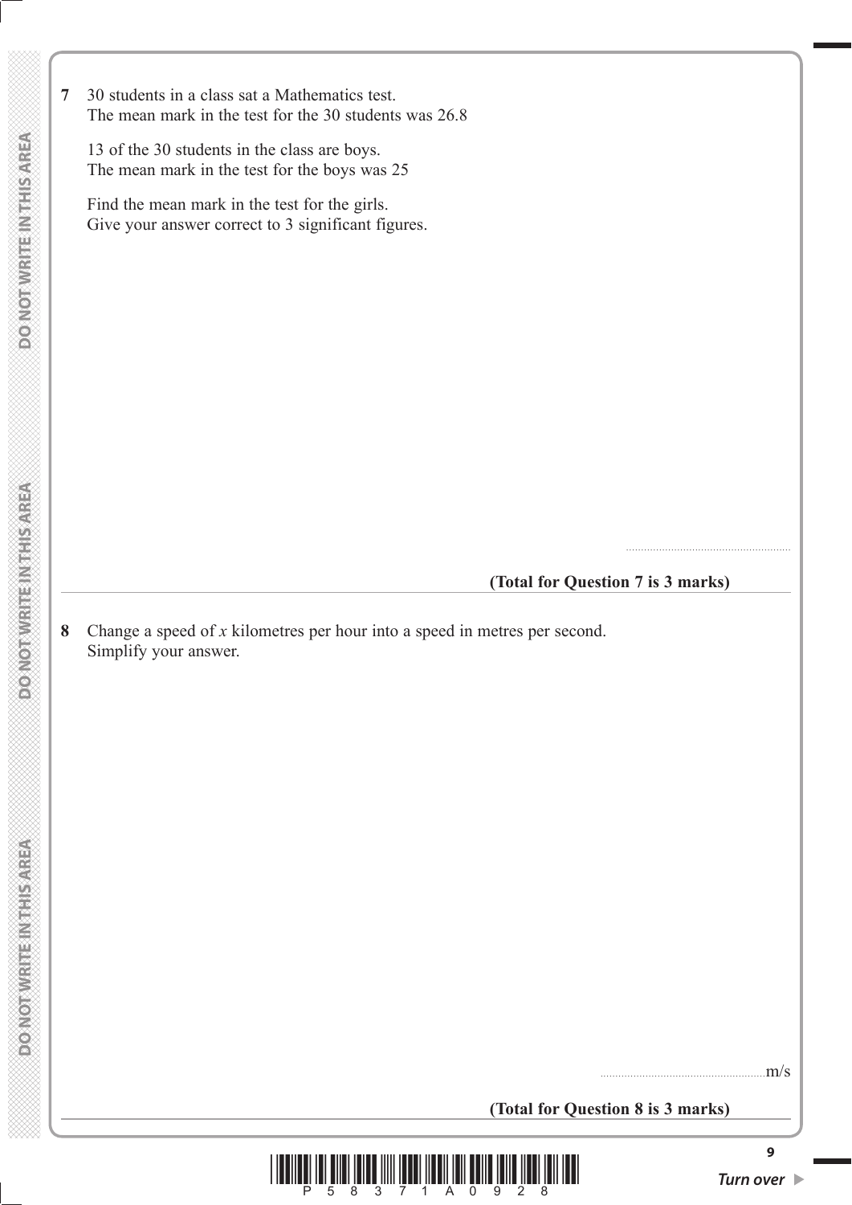**7** 30 students in a class sat a Mathematics test.
The mean mark in the test for the 30 students was 26.8

13 of the 30 students in the class are boys.
The mean mark in the test for the boys was 25

Find the mean mark in the test for the girls.
Give your answer correct to 3 significant figures.

.......................................................

**(Total for Question 7 is 3 marks)**

---

**8** Change a speed of $x$ kilometres per hour into a speed in metres per second.
Simplify your answer.

.......................................................m/s

**(Total for Question 8 is 3 marks)**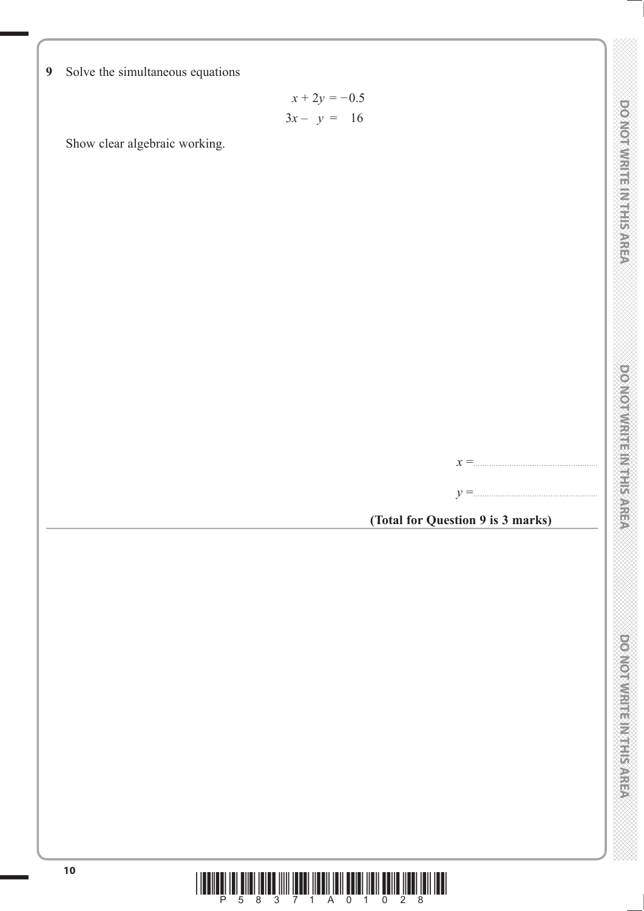**9** Solve the simultaneous equations

$$x + 2y = -0.5$$
$$3x - y = 16$$

Show clear algebraic working.

$x =$ ..............................

$y =$ ..............................

**(Total for Question 9 is 3 marks)**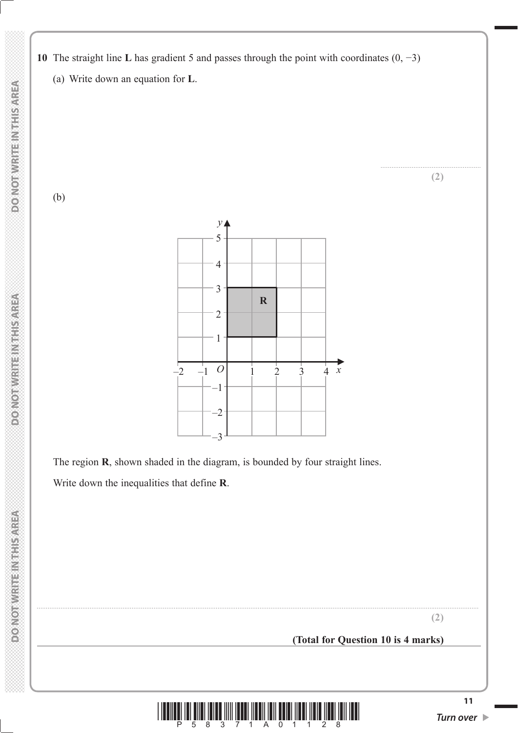**10** The straight line **L** has gradient 5 and passes through the point with coordinates $(0, -3)$

(a) Write down an equation for **L**.

..........................................................

**(2)**

(b)

The region **R**, shown shaded in the diagram, is bounded by four straight lines.

Write down the inequalities that define **R**.

..........................................................

**(2)**

**(Total for Question 10 is 4 marks)**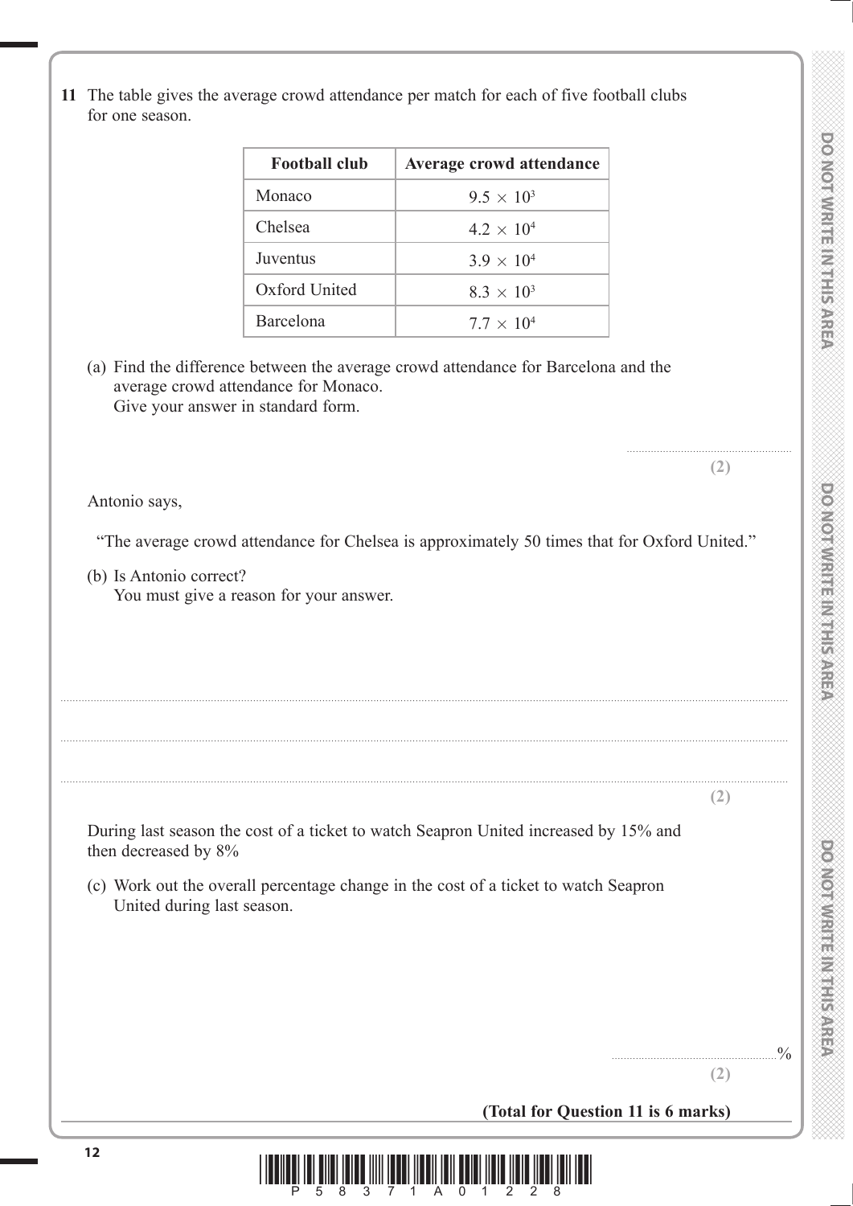**11** The table gives the average crowd attendance per match for each of five football clubs for one season.

| Football club | Average crowd attendance |
| --- | --- |
| Monaco | $9.5 \times 10^3$ |
| Chelsea | $4.2 \times 10^4$ |
| Juventus | $3.9 \times 10^4$ |
| Oxford United | $8.3 \times 10^3$ |
| Barcelona | $7.7 \times 10^4$ |

(a) Find the difference between the average crowd attendance for Barcelona and the average crowd attendance for Monaco.
Give your answer in standard form.

..........................................................
**(2)**

Antonio says,

"The average crowd attendance for Chelsea is approximately 50 times that for Oxford United."

(b) Is Antonio correct?
You must give a reason for your answer.

..........................................................................................................................................

..........................................................................................................................................

..........................................................................................................................................
**(2)**

During last season the cost of a ticket to watch Seapron United increased by 15% and then decreased by 8%

(c) Work out the overall percentage change in the cost of a ticket to watch Seapron United during last season.

..........................................................%
**(2)**

**(Total for Question 11 is 6 marks)**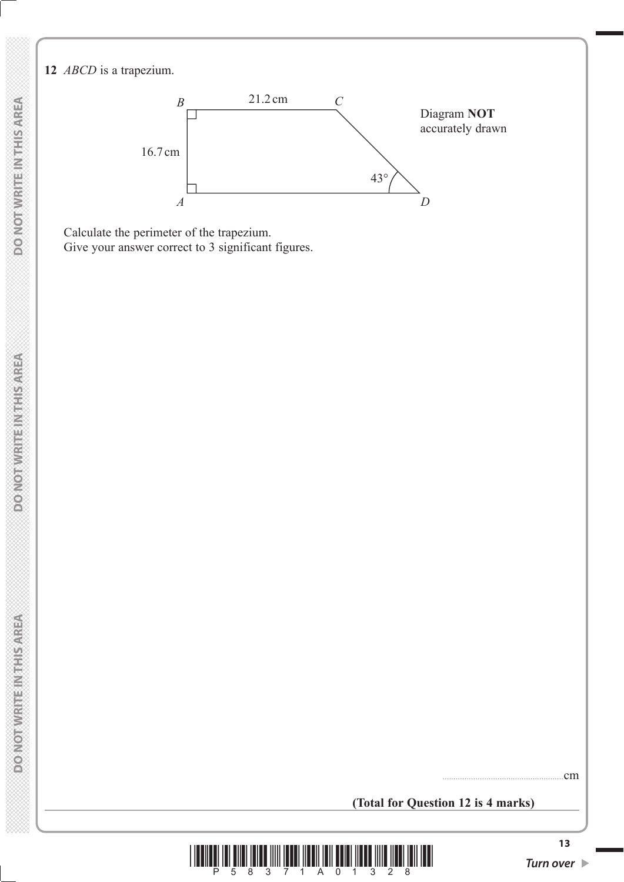**12** *ABCD* is a trapezium.

Diagram **NOT** accurately drawn

Calculate the perimeter of the trapezium.
Give your answer correct to 3 significant figures.

......................................................cm

**(Total for Question 12 is 4 marks)**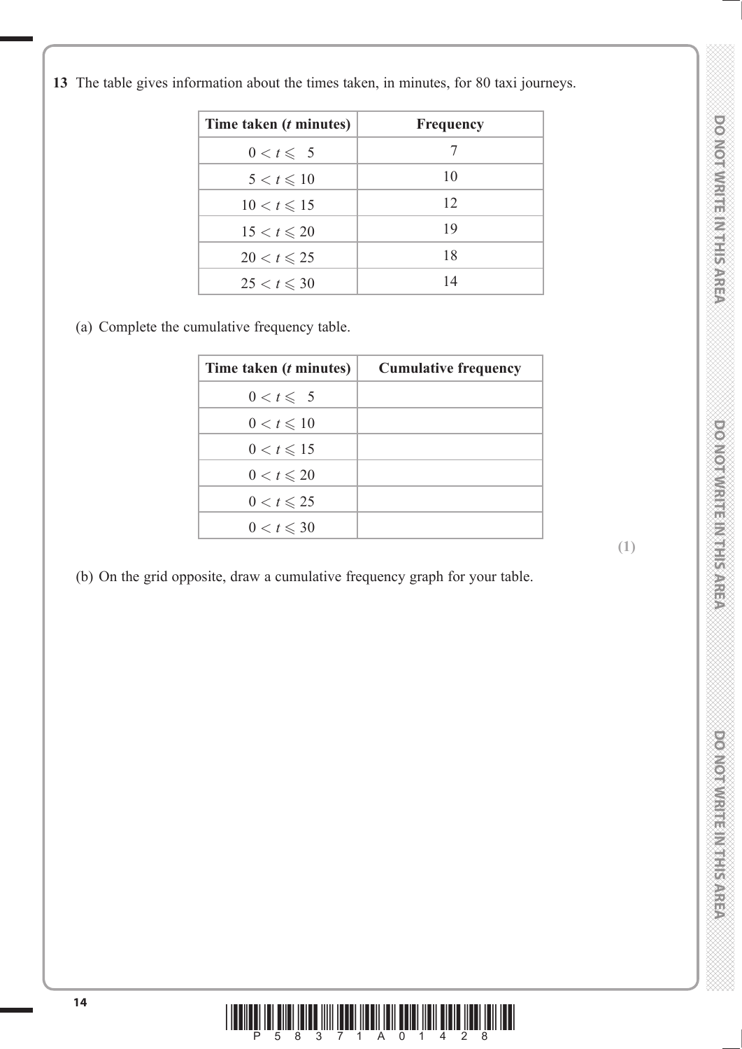**13** The table gives information about the times taken, in minutes, for 80 taxi journeys.

| Time taken ($t$ minutes) | Frequency |
|---|---|
| $0 < t \leqslant 5$ | 7 |
| $5 < t \leqslant 10$ | 10 |
| $10 < t \leqslant 15$ | 12 |
| $15 < t \leqslant 20$ | 19 |
| $20 < t \leqslant 25$ | 18 |
| $25 < t \leqslant 30$ | 14 |

(a) Complete the cumulative frequency table.

| Time taken ($t$ minutes) | Cumulative frequency |
|---|---|
| $0 < t \leqslant 5$ | |
| $0 < t \leqslant 10$ | |
| $0 < t \leqslant 15$ | |
| $0 < t \leqslant 20$ | |
| $0 < t \leqslant 25$ | |
| $0 < t \leqslant 30$ | |

**(1)**

(b) On the grid opposite, draw a cumulative frequency graph for your table.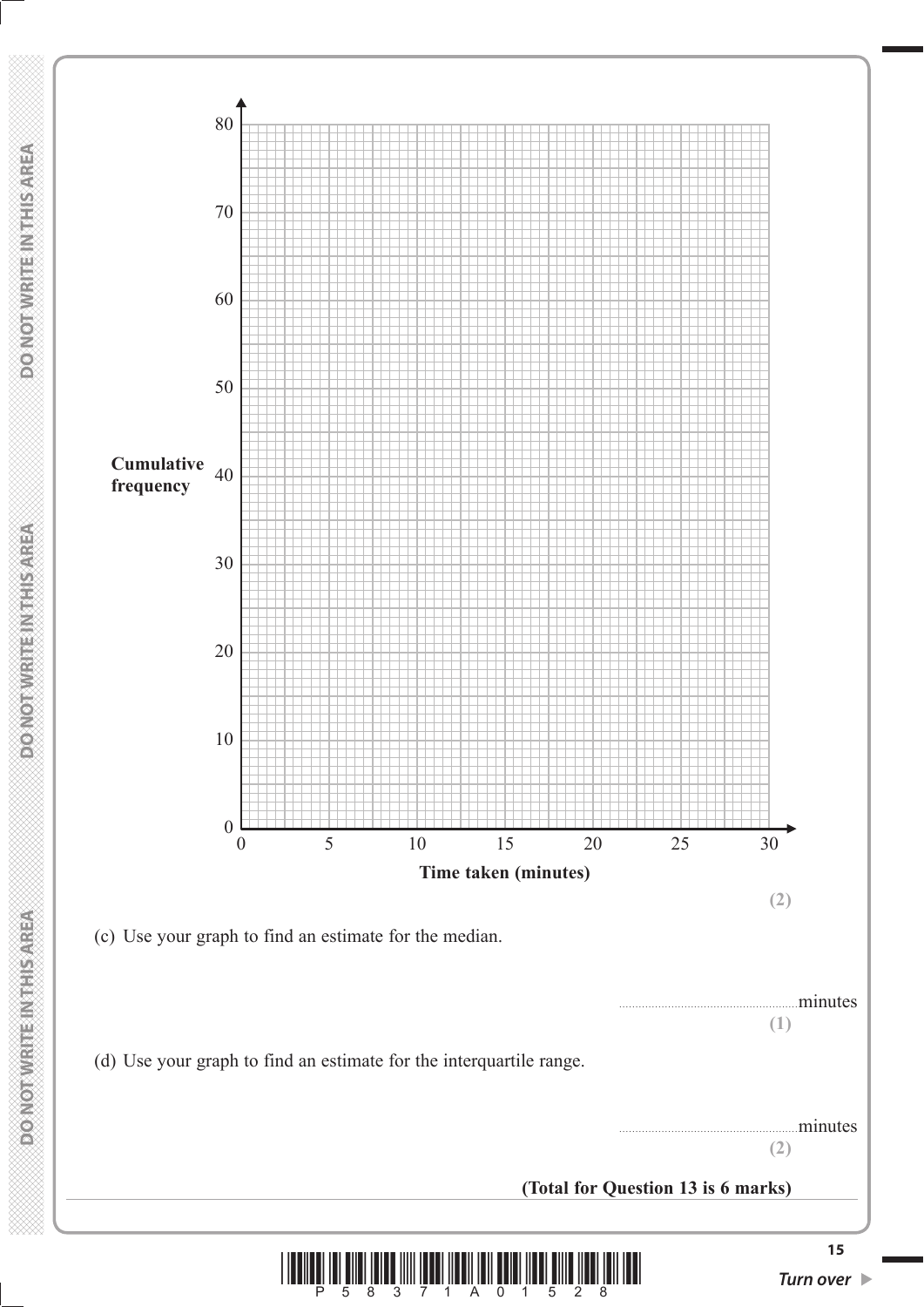(2)

(c) Use your graph to find an estimate for the median.

.......................................................minutes
**(1)**

(d) Use your graph to find an estimate for the interquartile range.

.......................................................minutes
**(2)**

**(Total for Question 13 is 6 marks)**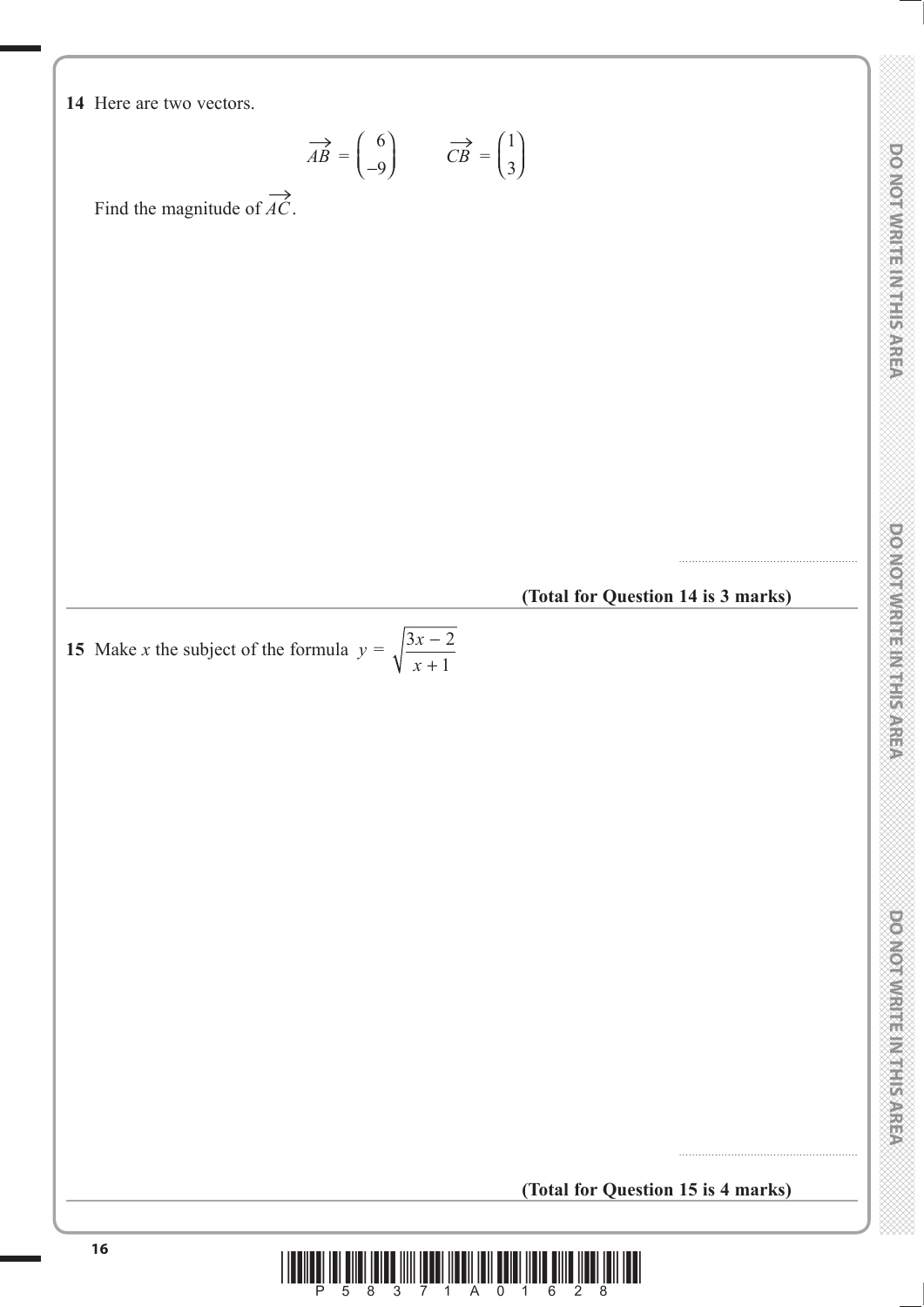**14** Here are two vectors.

$$\overrightarrow{AB} = \begin{pmatrix} 6 \\ -9 \end{pmatrix} \qquad \overrightarrow{CB} = \begin{pmatrix} 1 \\ 3 \end{pmatrix}$$

Find the magnitude of $\overrightarrow{AC}$.

.......................................................

**(Total for Question 14 is 3 marks)**

---

**15** Make $x$ the subject of the formula $y = \sqrt{\dfrac{3x - 2}{x + 1}}$

.......................................................

**(Total for Question 15 is 4 marks)**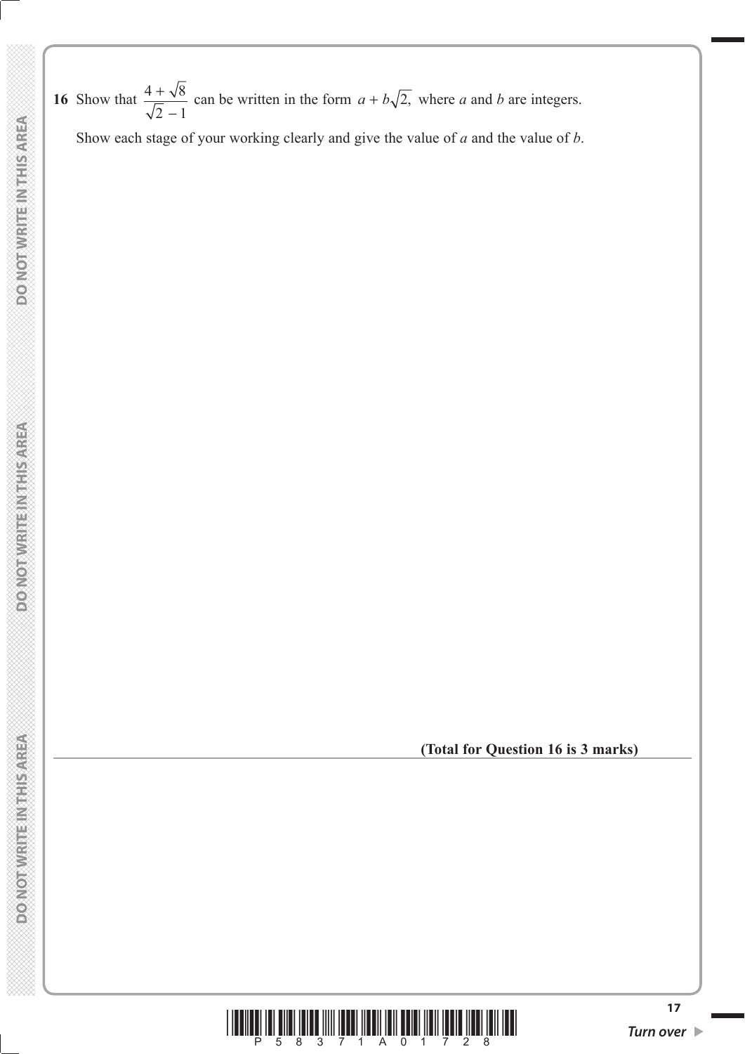**16** Show that $\dfrac{4 + \sqrt{8}}{\sqrt{2} - 1}$ can be written in the form $a + b\sqrt{2}$, where $a$ and $b$ are integers.

Show each stage of your working clearly and give the value of $a$ and the value of $b$.

**(Total for Question 16 is 3 marks)**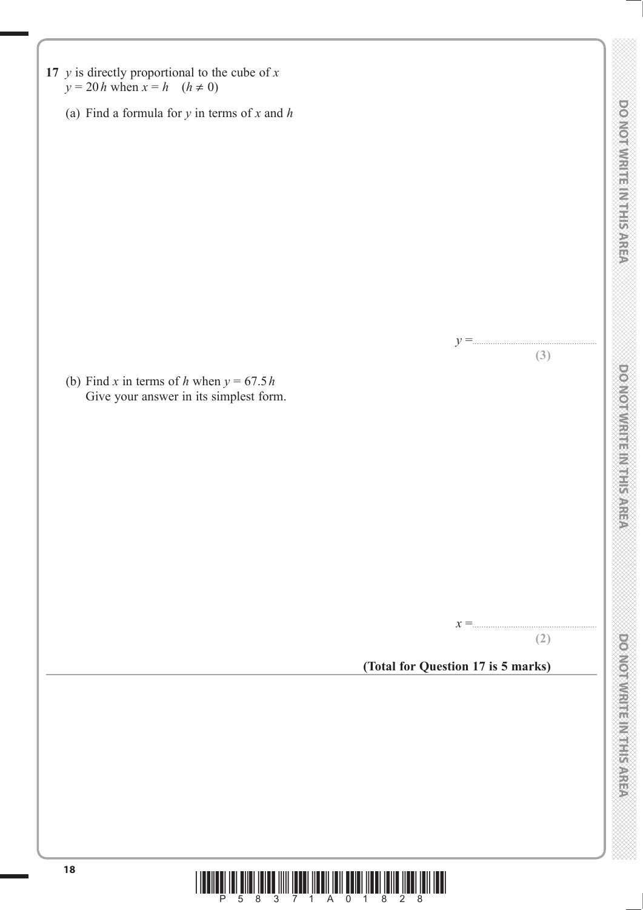**17** $y$ is directly proportional to the cube of $x$
$y = 20h$ when $x = h \quad (h \neq 0)$

(a) Find a formula for $y$ in terms of $x$ and $h$

$y =$ ..........................................................

**(3)**

(b) Find $x$ in terms of $h$ when $y = 67.5h$
Give your answer in its simplest form.

$x =$ ..........................................................

**(2)**

**(Total for Question 17 is 5 marks)**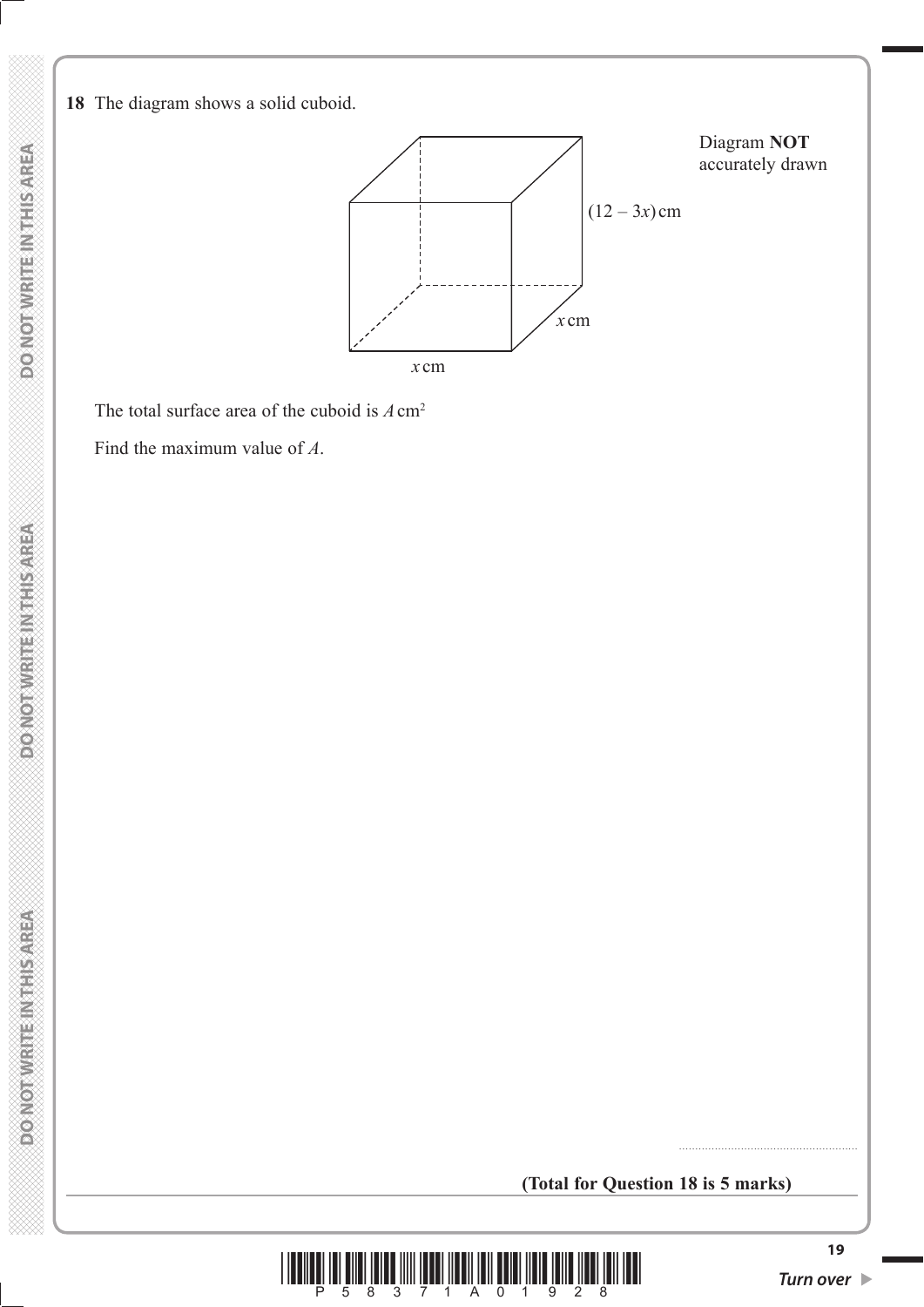**18** The diagram shows a solid cuboid.

Diagram **NOT** accurately drawn

$(12 - 3x)$ cm

$x$ cm

$x$ cm

The total surface area of the cuboid is $A$ cm²

Find the maximum value of $A$.

.......................................................

**(Total for Question 18 is 5 marks)**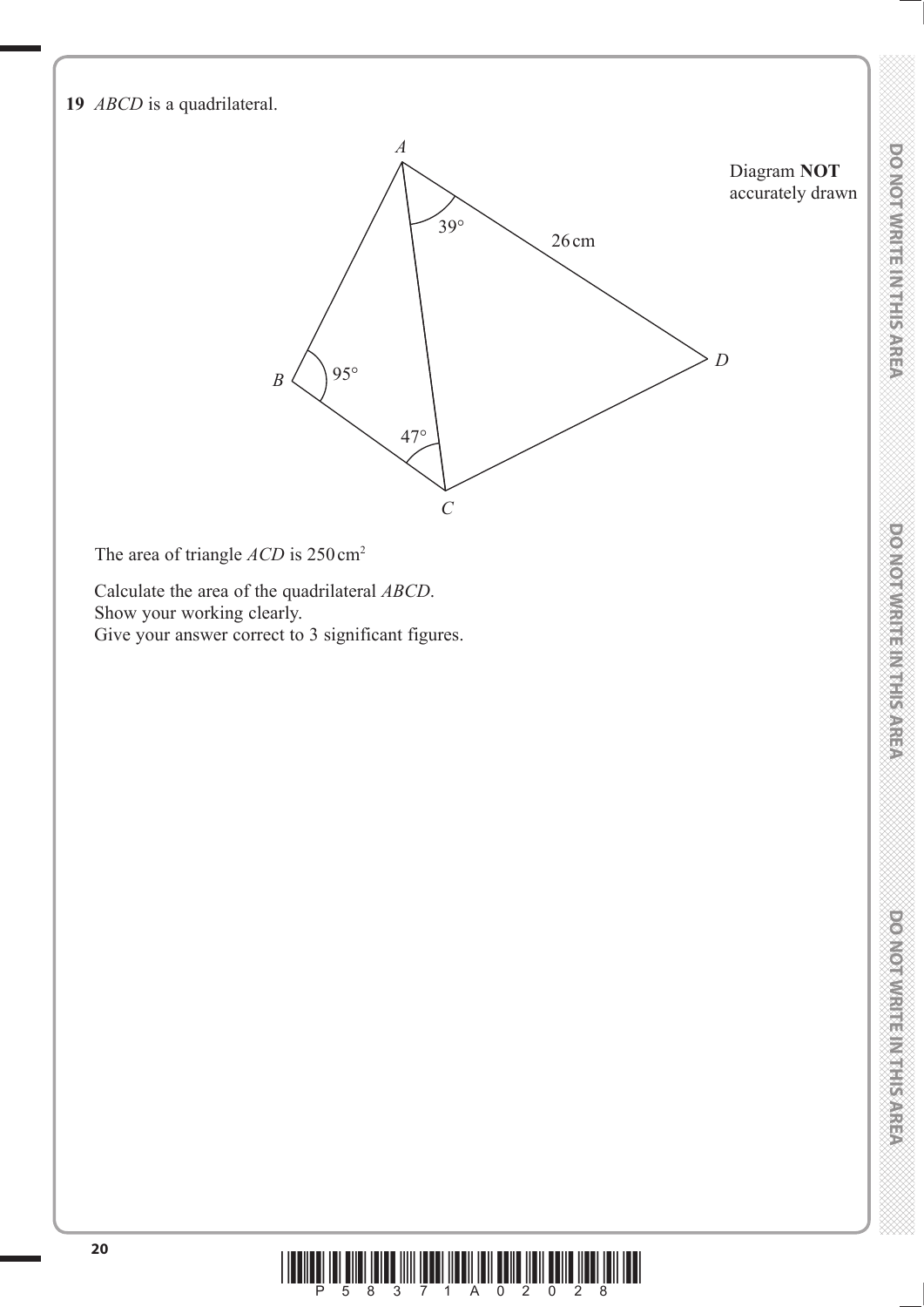**19** *ABCD* is a quadrilateral.

Diagram **NOT** accurately drawn

The area of triangle *ACD* is 250 cm$^2$

Calculate the area of the quadrilateral *ABCD*.
Show your working clearly.
Give your answer correct to 3 significant figures.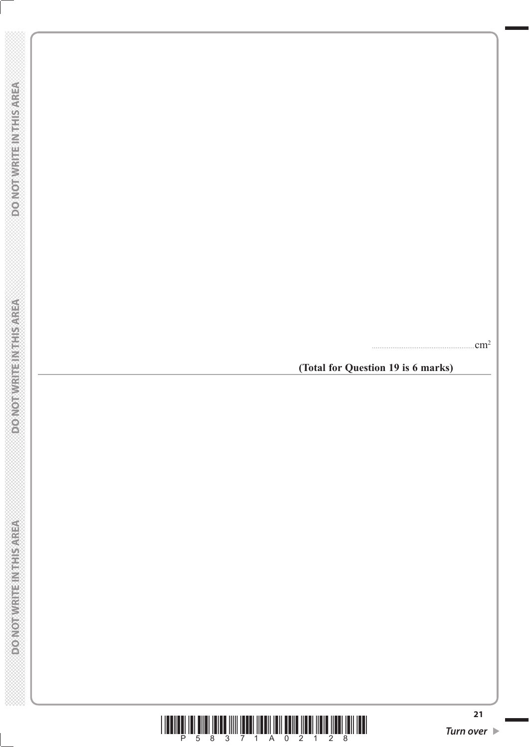........................................................cm$^2$

**(Total for Question 19 is 6 marks)**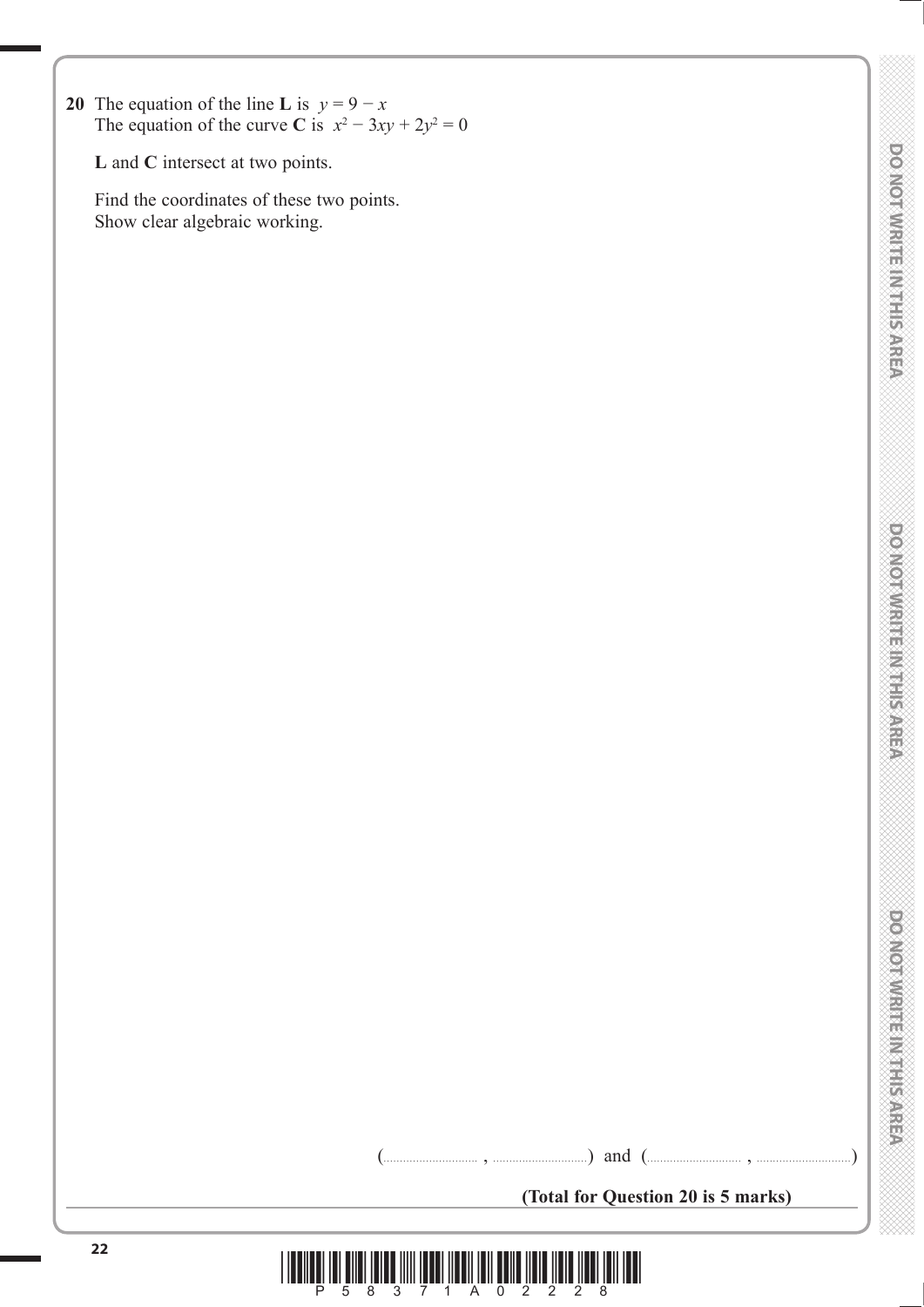**20** The equation of the line **L** is $y = 9 - x$
The equation of the curve **C** is $x^2 - 3xy + 2y^2 = 0$

**L** and **C** intersect at two points.

Find the coordinates of these two points.
Show clear algebraic working.

(.................... , ....................) and (.................... , ....................)

**(Total for Question 20 is 5 marks)**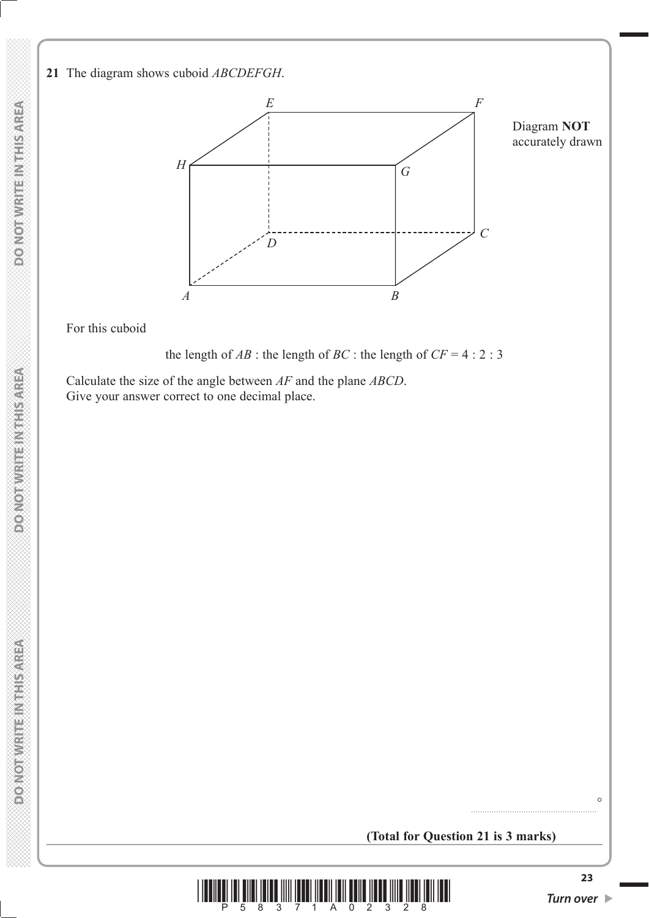**21** The diagram shows cuboid *ABCDEFGH*.

Diagram **NOT** accurately drawn

For this cuboid

the length of $AB$ : the length of $BC$ : the length of $CF = 4 : 2 : 3$

Calculate the size of the angle between $AF$ and the plane $ABCD$.
Give your answer correct to one decimal place.

..................................................... °

**(Total for Question 21 is 3 marks)**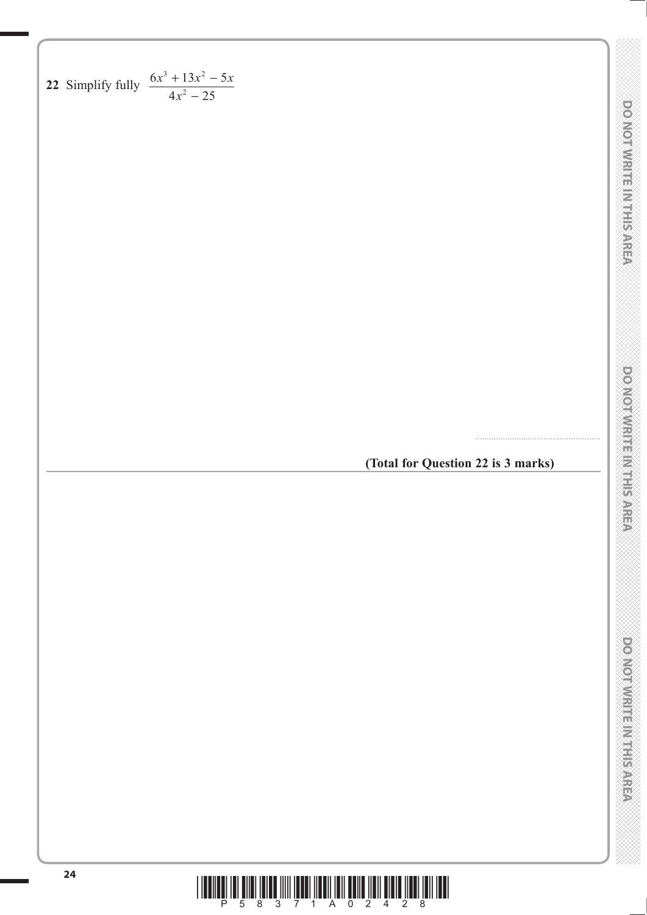**22** Simplify fully $\dfrac{6x^3 + 13x^2 - 5x}{4x^2 - 25}$

.......................................................

**(Total for Question 22 is 3 marks)**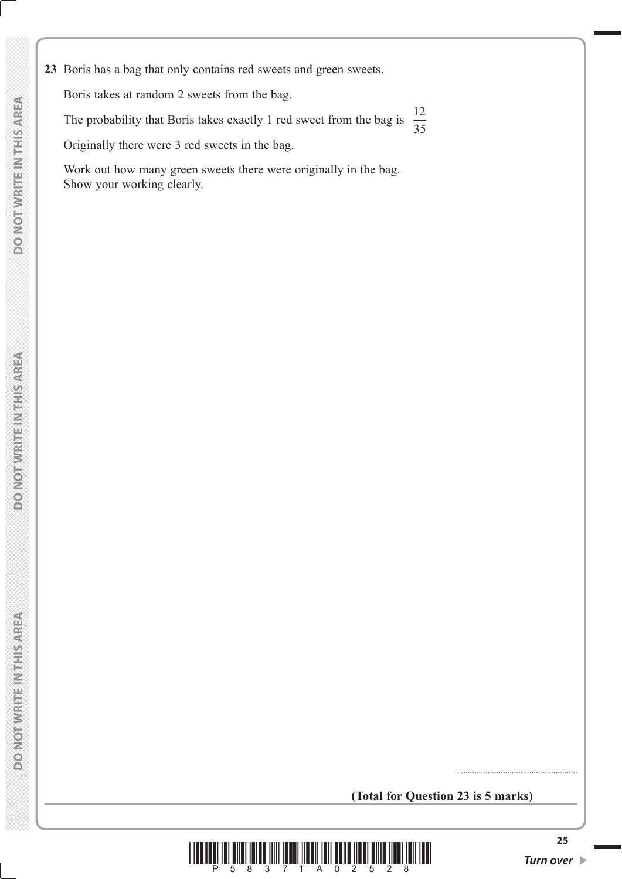**23** Boris has a bag that only contains red sweets and green sweets.

Boris takes at random 2 sweets from the bag.

The probability that Boris takes exactly 1 red sweet from the bag is $\frac{12}{35}$

Originally there were 3 red sweets in the bag.

Work out how many green sweets there were originally in the bag.
Show your working clearly.

.......................................................

**(Total for Question 23 is 5 marks)**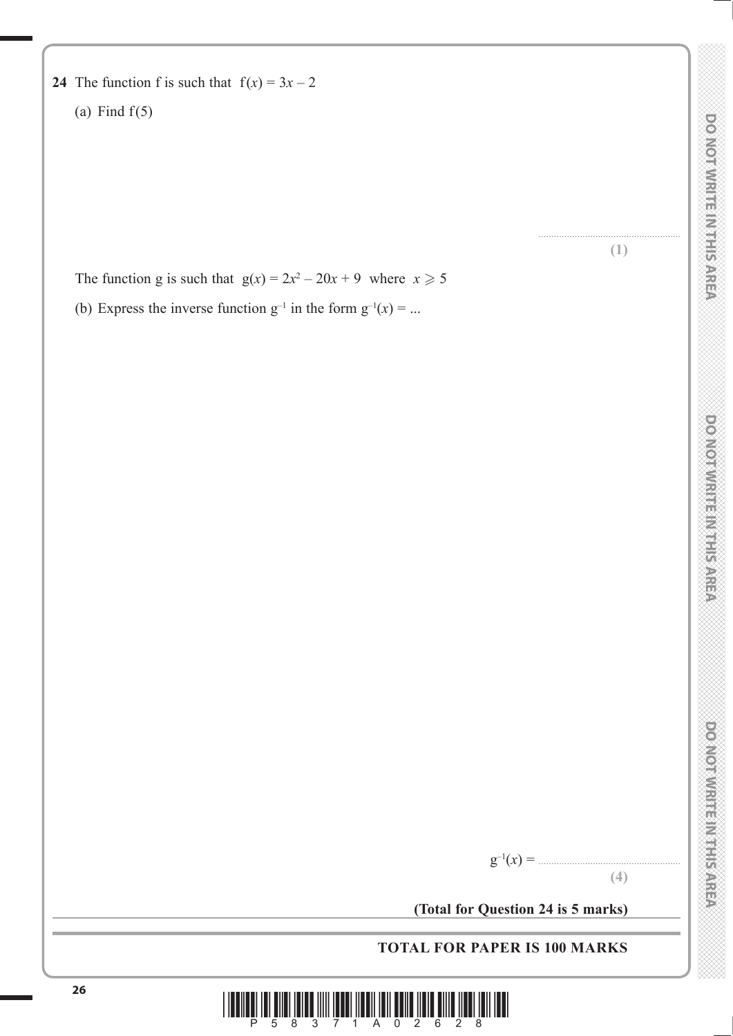**24** The function f is such that $f(x) = 3x - 2$

(a) Find $f(5)$

..........................................

**(1)**

The function g is such that $g(x) = 2x^2 - 20x + 9$ where $x \geqslant 5$

(b) Express the inverse function $g^{-1}$ in the form $g^{-1}(x) = ...$

$g^{-1}(x) =$ ..........................................

**(4)**

**(Total for Question 24 is 5 marks)**

**TOTAL FOR PAPER IS 100 MARKS**